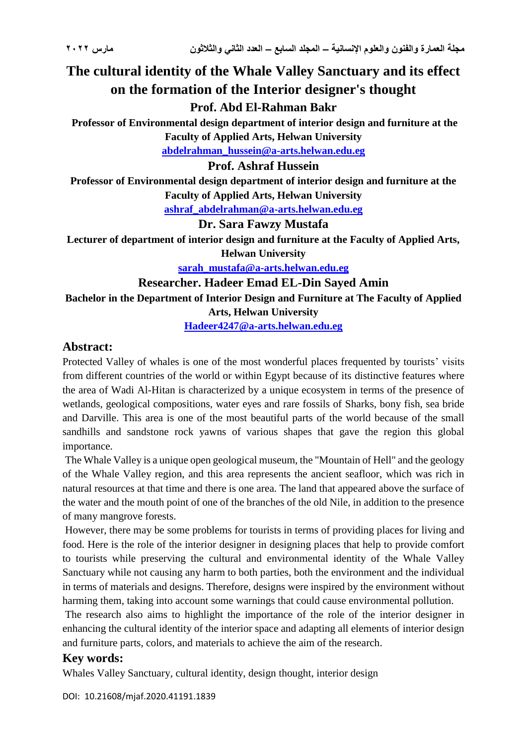# The cultural identity of the Whale Valley Sanctuary and its effect on the formation of the Interior designer's thought

**Prof. Abd El-Rahman Bakr**

**Professor of Environmental design department of interior design and furniture at the Faculty of Applied Arts, Helwan University**

abdelrahman_hussein@a-arts.helwan.edu.eg

**Prof. Ashraf Hussein**

**Professor of Environmental design department of interior design and furniture at the Faculty of Applied Arts, Helwan University**

ashraf_abdelrahman@a-arts.helwan.edu.eg

**Dr. Sara Fawzy Mustafa**

**Lecturer of department of interior design and furniture at the Faculty of Applied Arts, Helwan University**

sarah_mustafa@a-arts.helwan.edu.eg

**Researcher. Hadeer Emad EL-Din Sayed Amin**

**Bachelor in the Department of Interior Design and Furniture at The Faculty of Applied Arts, Helwan University**

Hadeer4247@a-arts.helwan.edu.eg

## Abstract:

Protected Valley of whales is one of the most wonderful places frequented by tourists' visits from different countries of the world or within Egypt because of its distinctive features where the area of Wadi Al-Hitan is characterized by a unique ecosystem in terms of the presence of wetlands, geological compositions, water eyes and rare fossils of Sharks, bony fish, sea bride and Darville. This area is one of the most beautiful parts of the world because of the small sandhills and sandstone rock yawns of various shapes that gave the region this global importance.

The Whale Valley is a unique open geological museum, the "Mountain of Hell" and the geology of the Whale Valley region, and this area represents the ancient seafloor, which was rich in natural resources at that time and there is one area. The land that appeared above the surface of the water and the mouth point of one of the branches of the old Nile, in addition to the presence of many mangrove forests.

However, there may be some problems for tourists in terms of providing places for living and food. Here is the role of the interior designer in designing places that help to provide comfort to tourists while preserving the cultural and environmental identity of the Whale Valley Sanctuary while not causing any harm to both parties, both the environment and the individual in terms of materials and designs. Therefore, designs were inspired by the environment without harming them, taking into account some warnings that could cause environmental pollution.

The research also aims to highlight the importance of the role of the interior designer in enhancing the cultural identity of the interior space and adapting all elements of interior design and furniture parts, colors, and materials to achieve the aim of the research.

## Key words:

Whales Valley Sanctuary, cultural identity, design thought, interior design

DOI: 10.21608/mjaf.2020.41191.1839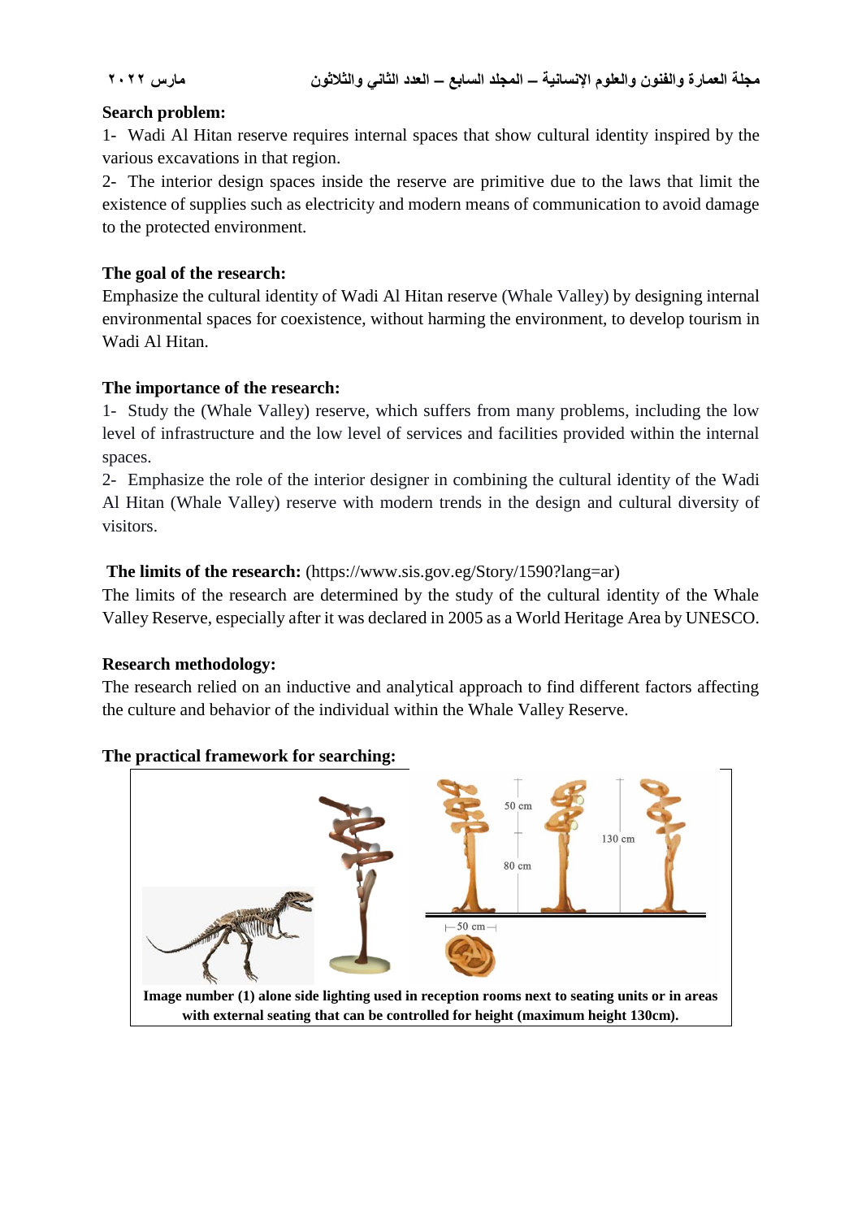**Search problem:**

1- Wadi Al Hitan reserve requires internal spaces that show cultural identity inspired by the various excavations in that region.

2- The interior design spaces inside the reserve are primitive due to the laws that limit the existence of supplies such as electricity and modern means of communication to avoid damage to the protected environment.

**The goal of the research:**

Emphasize the cultural identity of Wadi Al Hitan reserve (Whale Valley) by designing internal environmental spaces for coexistence, without harming the environment, to develop tourism in Wadi Al Hitan.

**The importance of the research:**

1- Study the (Whale Valley) reserve, which suffers from many problems, including the low level of infrastructure and the low level of services and facilities provided within the internal spaces.

2- Emphasize the role of the interior designer in combining the cultural identity of the Wadi Al Hitan (Whale Valley) reserve with modern trends in the design and cultural diversity of visitors.

**The limits of the research:** (https://www.sis.gov.eg/Story/1590?lang=ar)

The limits of the research are determined by the study of the cultural identity of the Whale Valley Reserve, especially after it was declared in 2005 as a World Heritage Area by UNESCO.

**Research methodology:**

The research relied on an inductive and analytical approach to find different factors affecting the culture and behavior of the individual within the Whale Valley Reserve.

**The practical framework for searching:**

50 cm

80 cm

130 cm

50 cm

**Image number (1) alone side lighting used in reception rooms next to seating units or in areas with external seating that can be controlled for height (maximum height 130cm).**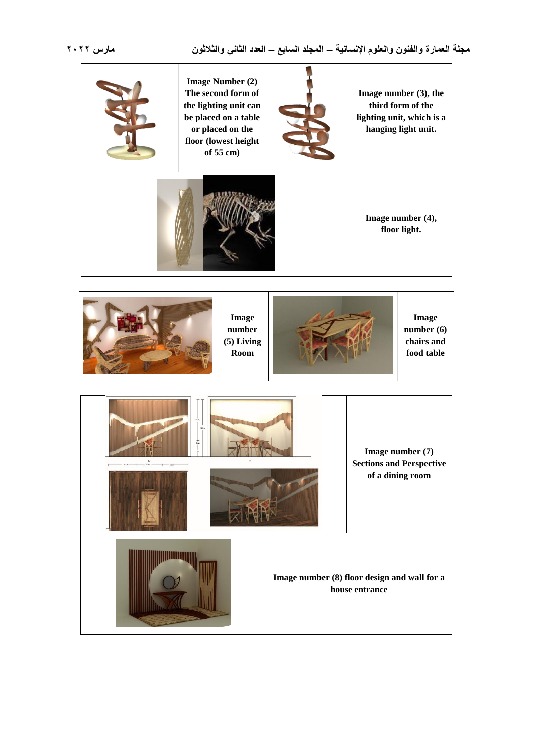| | | | |
|---|---|---|---|
| | **Image Number (2) The second form of the lighting unit can be placed on a table or placed on the floor (lowest height of 55 cm)** | | **Image number (3), the third form of the lighting unit, which is a hanging light unit.** |
| | | | **Image number (4), floor light.** |

| | | | |
|---|---|---|---|
| | **Image number (5) Living Room** | | **Image number (6) chairs and food table** |

| | |
|---|---|
| | **Image number (7) Sections and Perspective of a dining room** |
| | **Image number (8) floor design and wall for a house entrance** |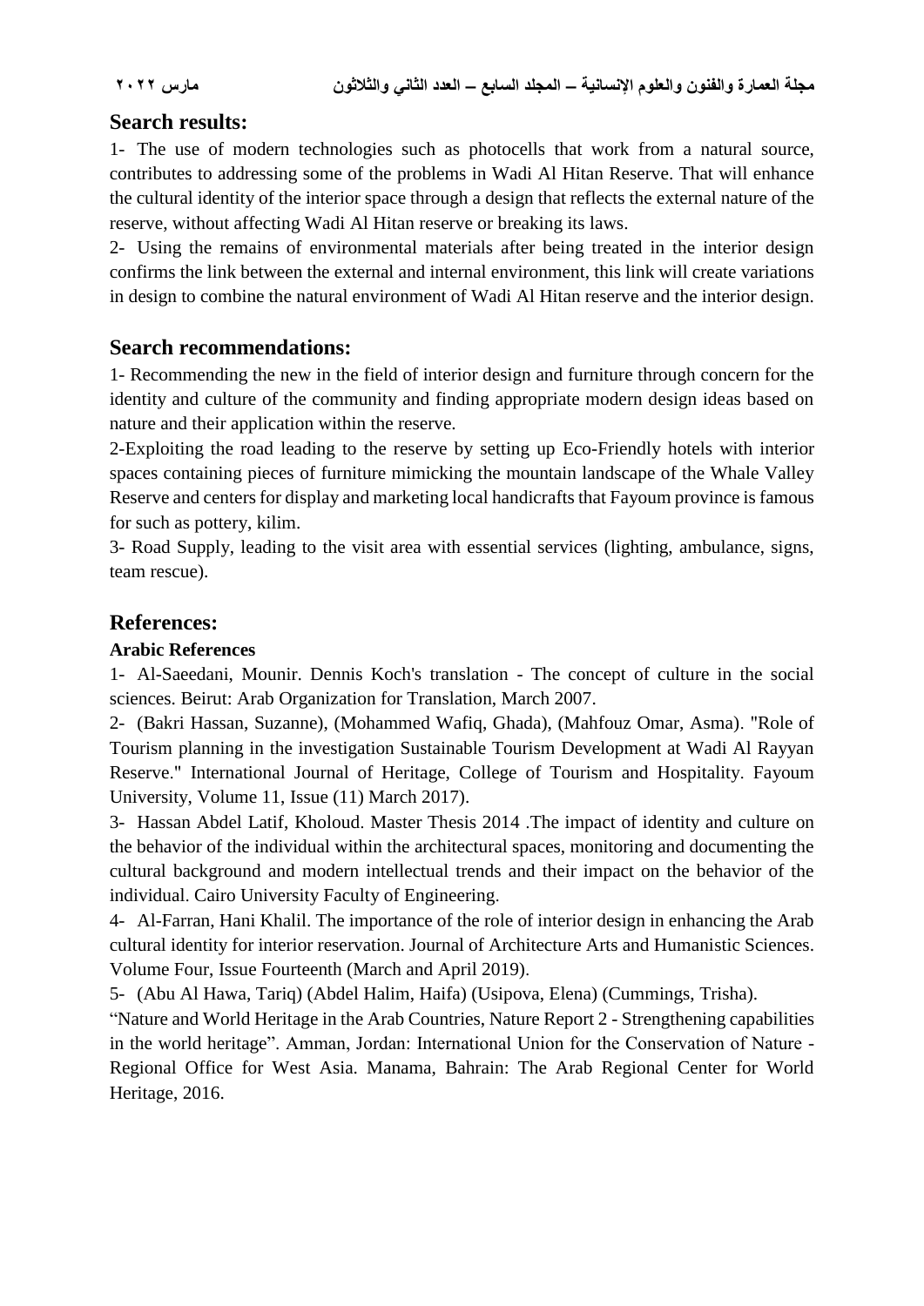## Search results:

1- The use of modern technologies such as photocells that work from a natural source, contributes to addressing some of the problems in Wadi Al Hitan Reserve. That will enhance the cultural identity of the interior space through a design that reflects the external nature of the reserve, without affecting Wadi Al Hitan reserve or breaking its laws.

2- Using the remains of environmental materials after being treated in the interior design confirms the link between the external and internal environment, this link will create variations in design to combine the natural environment of Wadi Al Hitan reserve and the interior design.

## Search recommendations:

1- Recommending the new in the field of interior design and furniture through concern for the identity and culture of the community and finding appropriate modern design ideas based on nature and their application within the reserve.

2-Exploiting the road leading to the reserve by setting up Eco-Friendly hotels with interior spaces containing pieces of furniture mimicking the mountain landscape of the Whale Valley Reserve and centers for display and marketing local handicrafts that Fayoum province is famous for such as pottery, kilim.

3- Road Supply, leading to the visit area with essential services (lighting, ambulance, signs, team rescue).

## References:

**Arabic References**

1- Al-Saeedani, Mounir. Dennis Koch's translation - The concept of culture in the social sciences. Beirut: Arab Organization for Translation, March 2007.

2- (Bakri Hassan, Suzanne), (Mohammed Wafiq, Ghada), (Mahfouz Omar, Asma). "Role of Tourism planning in the investigation Sustainable Tourism Development at Wadi Al Rayyan Reserve." International Journal of Heritage, College of Tourism and Hospitality. Fayoum University, Volume 11, Issue (11) March 2017).

3- Hassan Abdel Latif, Kholoud. Master Thesis 2014 .The impact of identity and culture on the behavior of the individual within the architectural spaces, monitoring and documenting the cultural background and modern intellectual trends and their impact on the behavior of the individual. Cairo University Faculty of Engineering.

4- Al-Farran, Hani Khalil. The importance of the role of interior design in enhancing the Arab cultural identity for interior reservation. Journal of Architecture Arts and Humanistic Sciences. Volume Four, Issue Fourteenth (March and April 2019).

5- (Abu Al Hawa, Tariq) (Abdel Halim, Haifa) (Usipova, Elena) (Cummings, Trisha).
"Nature and World Heritage in the Arab Countries, Nature Report 2 - Strengthening capabilities in the world heritage". Amman, Jordan: International Union for the Conservation of Nature - Regional Office for West Asia. Manama, Bahrain: The Arab Regional Center for World Heritage, 2016.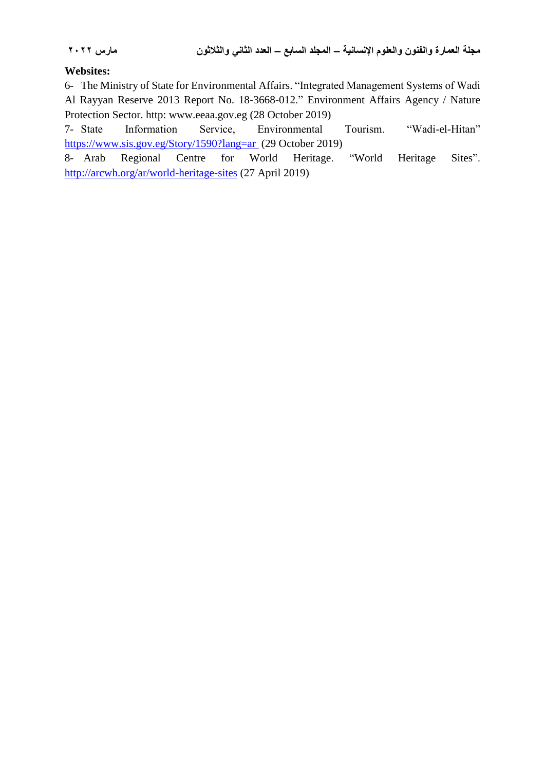**Websites:**

6- The Ministry of State for Environmental Affairs. "Integrated Management Systems of Wadi Al Rayyan Reserve 2013 Report No. 18-3668-012." Environment Affairs Agency / Nature Protection Sector. http: www.eeaa.gov.eg (28 October 2019)

7- State Information Service, Environmental Tourism. "Wadi-el-Hitan" https://www.sis.gov.eg/Story/1590?lang=ar (29 October 2019)

8- Arab Regional Centre for World Heritage. "World Heritage Sites". http://arcwh.org/ar/world-heritage-sites (27 April 2019)